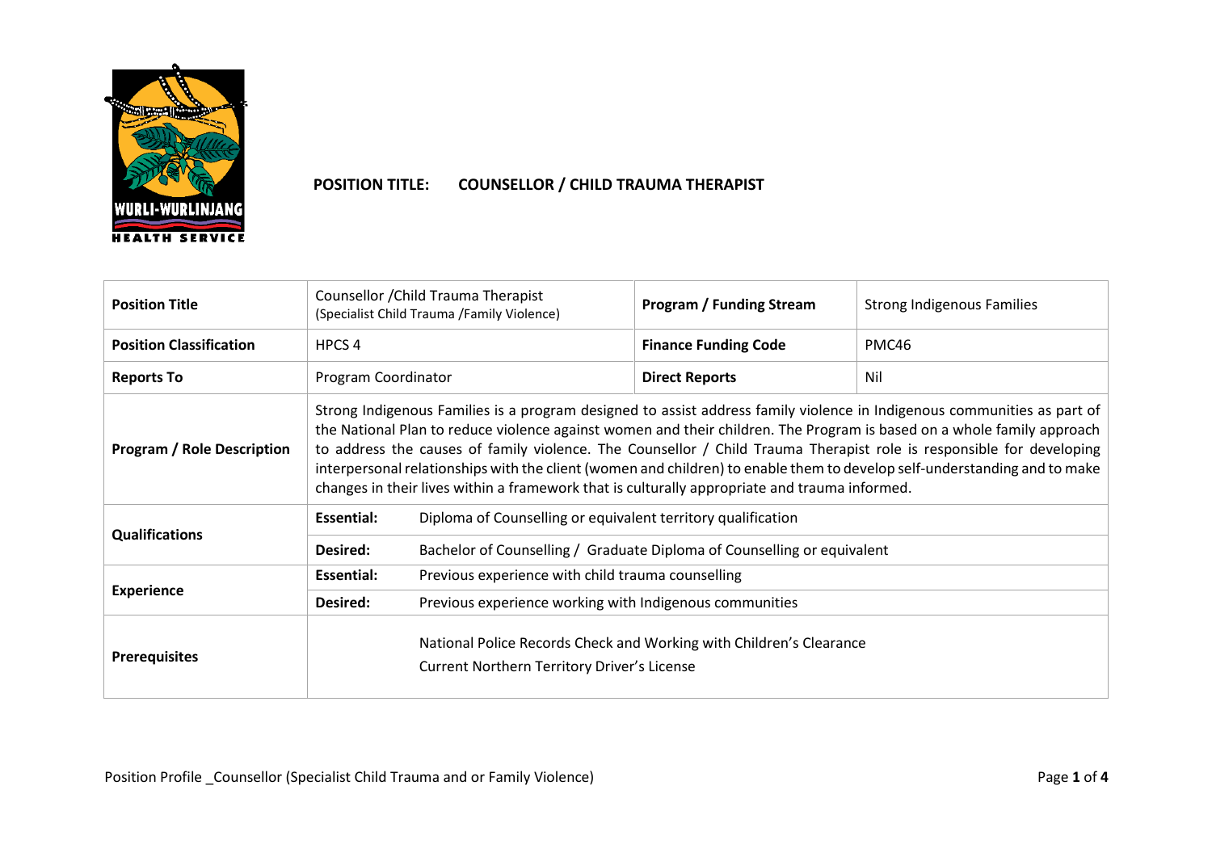**WURLI-WURLINJANG HEALTH SERVICE**

# POSITION TITLE: COUNSELLOR / CHILD TRAUMA THERAPIST

| **Position Title** | Counsellor /Child Trauma Therapist (Specialist Child Trauma /Family Violence) | | **Program / Funding Stream** | Strong Indigenous Families |
|---|---|---|---|---|
| **Position Classification** | HPCS 4 | | **Finance Funding Code** | PMC46 |
| **Reports To** | Program Coordinator | | **Direct Reports** | Nil |
| **Program / Role Description** | Strong Indigenous Families is a program designed to assist address family violence in Indigenous communities as part of the National Plan to reduce violence against women and their children. The Program is based on a whole family approach to address the causes of family violence. The Counsellor / Child Trauma Therapist role is responsible for developing interpersonal relationships with the client (women and children) to enable them to develop self-understanding and to make changes in their lives within a framework that is culturally appropriate and trauma informed. | | | |
| **Qualifications** | **Essential:** | Diploma of Counselling or equivalent territory qualification | | |
| | **Desired:** | Bachelor of Counselling / Graduate Diploma of Counselling or equivalent | | |
| **Experience** | **Essential:** | Previous experience with child trauma counselling | | |
| | **Desired:** | Previous experience working with Indigenous communities | | |
| **Prerequisites** | | National Police Records Check and Working with Children's Clearance<br>Current Northern Territory Driver's License | | |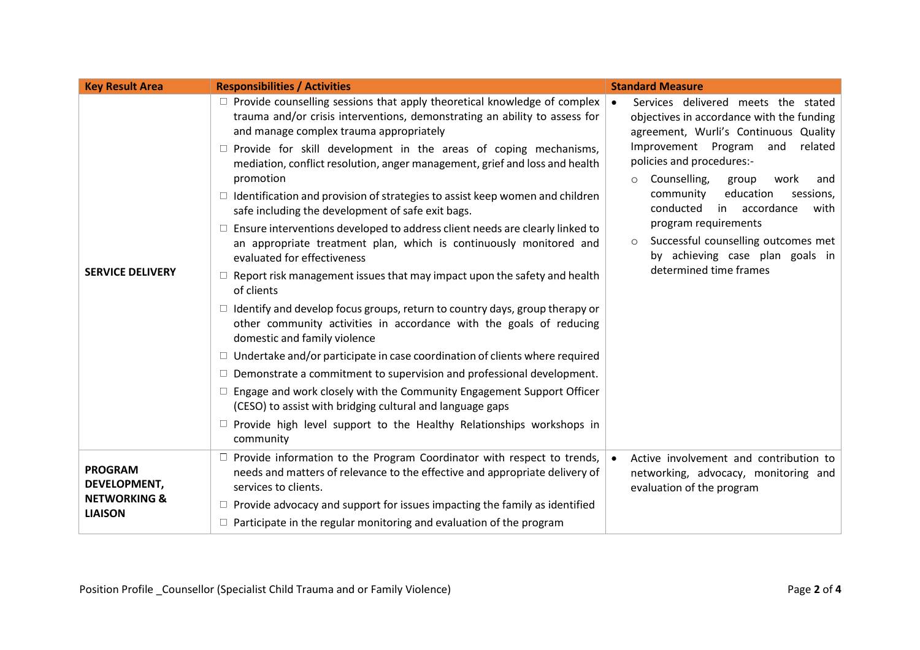| Key Result Area | Responsibilities / Activities | Standard Measure |
|---|---|---|
| **SERVICE DELIVERY** | □ Provide counselling sessions that apply theoretical knowledge of complex trauma and/or crisis interventions, demonstrating an ability to assess for and manage complex trauma appropriately<br>□ Provide for skill development in the areas of coping mechanisms, mediation, conflict resolution, anger management, grief and loss and health promotion<br>□ Identification and provision of strategies to assist keep women and children safe including the development of safe exit bags.<br>□ Ensure interventions developed to address client needs are clearly linked to an appropriate treatment plan, which is continuously monitored and evaluated for effectiveness<br>□ Report risk management issues that may impact upon the safety and health of clients<br>□ Identify and develop focus groups, return to country days, group therapy or other community activities in accordance with the goals of reducing domestic and family violence<br>□ Undertake and/or participate in case coordination of clients where required<br>□ Demonstrate a commitment to supervision and professional development.<br>□ Engage and work closely with the Community Engagement Support Officer (CESO) to assist with bridging cultural and language gaps<br>□ Provide high level support to the Healthy Relationships workshops in community | • Services delivered meets the stated objectives in accordance with the funding agreement, Wurli's Continuous Quality Improvement Program and related policies and procedures:-<br>○ Counselling, group work and community education sessions, conducted in accordance with program requirements<br>○ Successful counselling outcomes met by achieving case plan goals in determined time frames |
| **PROGRAM DEVELOPMENT, NETWORKING & LIAISON** | □ Provide information to the Program Coordinator with respect to trends, needs and matters of relevance to the effective and appropriate delivery of services to clients.<br>□ Provide advocacy and support for issues impacting the family as identified<br>□ Participate in the regular monitoring and evaluation of the program | • Active involvement and contribution to networking, advocacy, monitoring and evaluation of the program |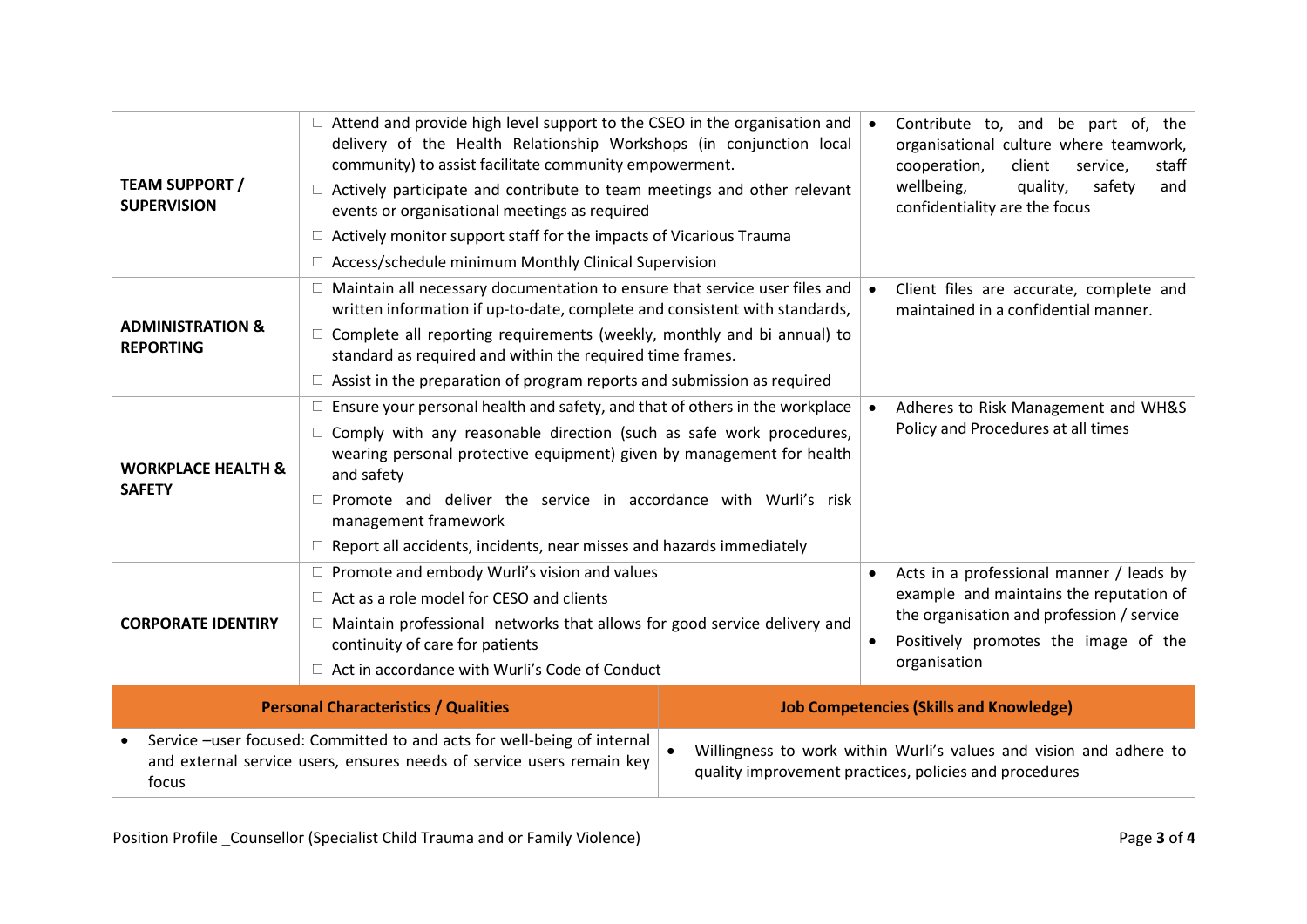| | | |
|---|---|---|
| **TEAM SUPPORT / SUPERVISION** | ☐ Attend and provide high level support to the CSEO in the organisation and delivery of the Health Relationship Workshops (in conjunction local community) to assist facilitate community empowerment.<br>☐ Actively participate and contribute to team meetings and other relevant events or organisational meetings as required<br>☐ Actively monitor support staff for the impacts of Vicarious Trauma<br>☐ Access/schedule minimum Monthly Clinical Supervision | • Contribute to, and be part of, the organisational culture where teamwork, cooperation, client service, staff wellbeing, quality, safety and confidentiality are the focus |
| **ADMINISTRATION & REPORTING** | ☐ Maintain all necessary documentation to ensure that service user files and written information if up-to-date, complete and consistent with standards,<br>☐ Complete all reporting requirements (weekly, monthly and bi annual) to standard as required and within the required time frames.<br>☐ Assist in the preparation of program reports and submission as required | • Client files are accurate, complete and maintained in a confidential manner. |
| **WORKPLACE HEALTH & SAFETY** | ☐ Ensure your personal health and safety, and that of others in the workplace<br>☐ Comply with any reasonable direction (such as safe work procedures, wearing personal protective equipment) given by management for health and safety<br>☐ Promote and deliver the service in accordance with Wurli's risk management framework<br>☐ Report all accidents, incidents, near misses and hazards immediately | • Adheres to Risk Management and WH&S Policy and Procedures at all times |
| **CORPORATE IDENTIRY** | ☐ Promote and embody Wurli's vision and values<br>☐ Act as a role model for CESO and clients<br>☐ Maintain professional networks that allows for good service delivery and continuity of care for patients<br>☐ Act in accordance with Wurli's Code of Conduct | • Acts in a professional manner / leads by example and maintains the reputation of the organisation and profession / service<br>• Positively promotes the image of the organisation |

| **Personal Characteristics / Qualities** | **Job Competencies (Skills and Knowledge)** |
|---|---|
| • Service –user focused: Committed to and acts for well-being of internal and external service users, ensures needs of service users remain key focus | • Willingness to work within Wurli's values and vision and adhere to quality improvement practices, policies and procedures |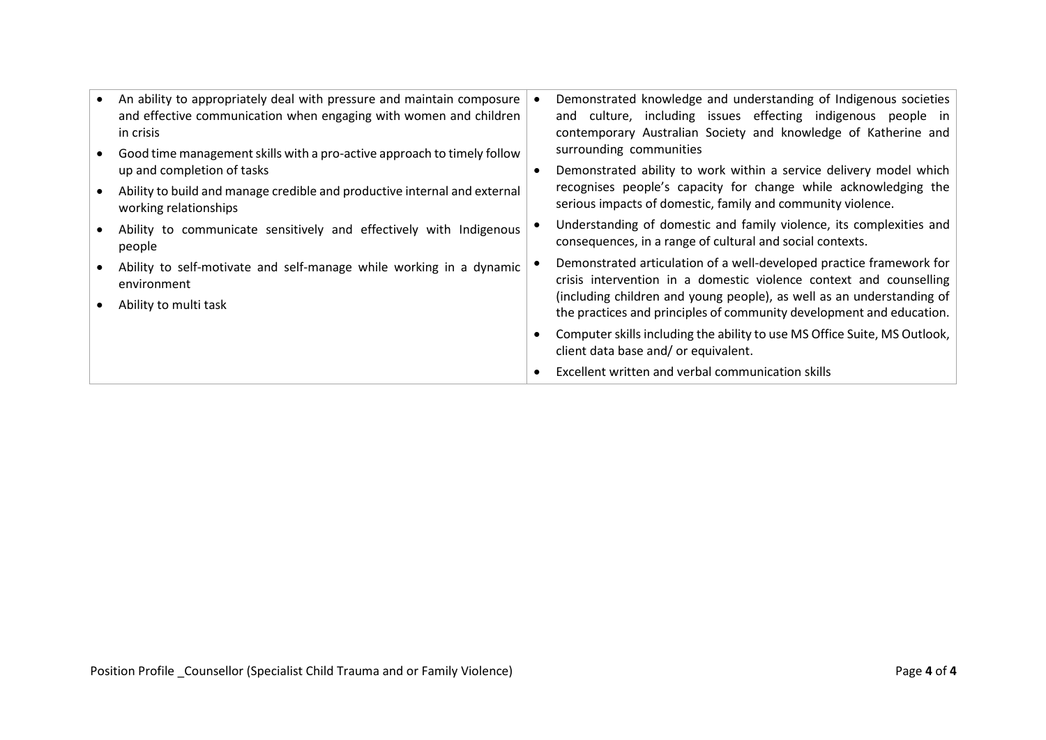| | |
|---|---|
| • An ability to appropriately deal with pressure and maintain composure and effective communication when engaging with women and children in crisis<br>• Good time management skills with a pro-active approach to timely follow up and completion of tasks<br>• Ability to build and manage credible and productive internal and external working relationships<br>• Ability to communicate sensitively and effectively with Indigenous people<br>• Ability to self-motivate and self-manage while working in a dynamic environment<br>• Ability to multi task | • Demonstrated knowledge and understanding of Indigenous societies and culture, including issues effecting indigenous people in contemporary Australian Society and knowledge of Katherine and surrounding communities<br>• Demonstrated ability to work within a service delivery model which recognises people's capacity for change while acknowledging the serious impacts of domestic, family and community violence.<br>• Understanding of domestic and family violence, its complexities and consequences, in a range of cultural and social contexts.<br>• Demonstrated articulation of a well-developed practice framework for crisis intervention in a domestic violence context and counselling (including children and young people), as well as an understanding of the practices and principles of community development and education.<br>• Computer skills including the ability to use MS Office Suite, MS Outlook, client data base and/ or equivalent.<br>• Excellent written and verbal communication skills |